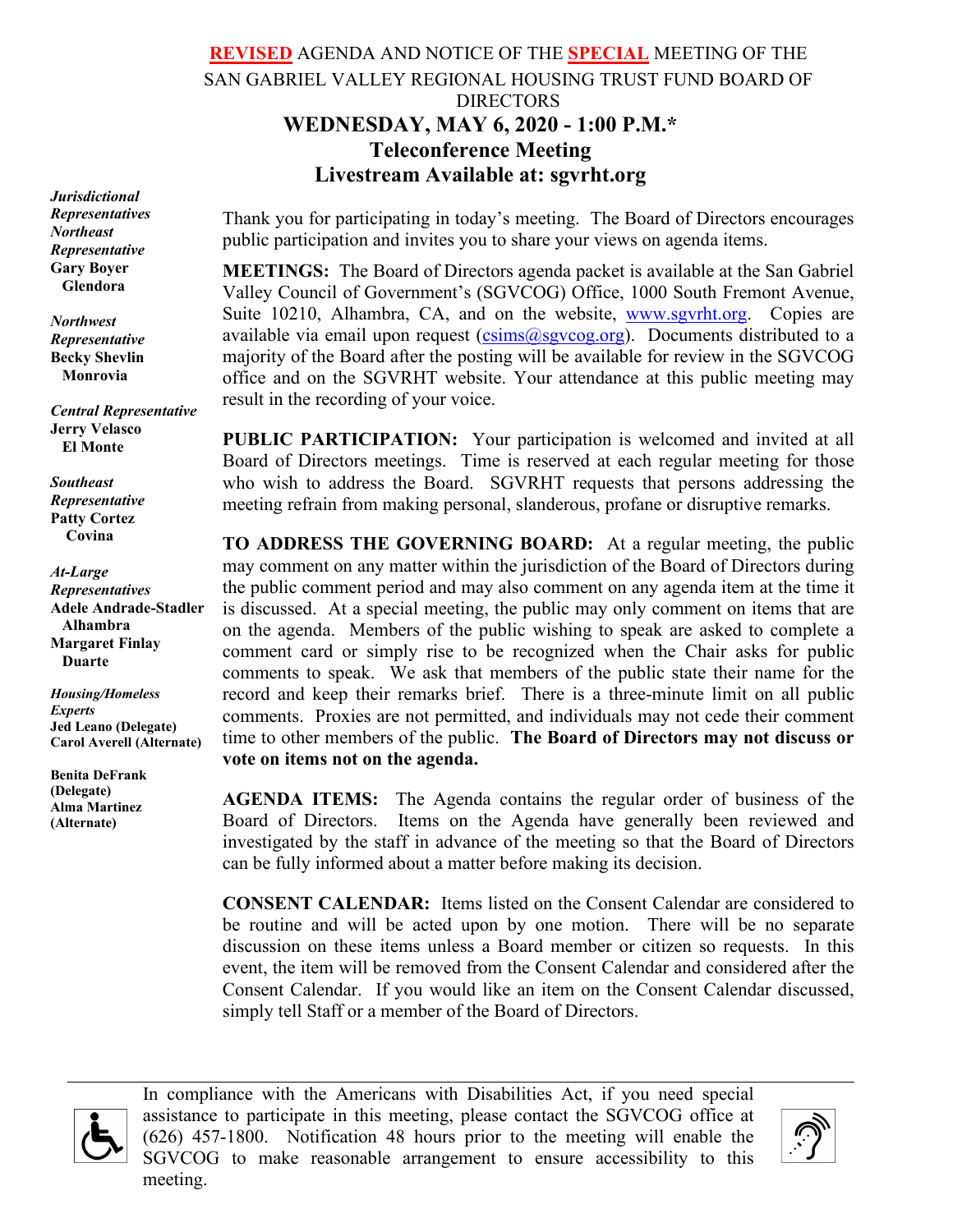**REVISED** AGENDA AND NOTICE OF THE **SPECIAL** MEETING OF THE SAN GABRIEL VALLEY REGIONAL HOUSING TRUST FUND BOARD OF DIRECTORS

# WEDNESDAY, MAY 6, 2020 - 1:00 P.M.*

## Teleconference Meeting

## Livestream Available at: sgvrht.org

***Jurisdictional Representatives***

***Northeast Representative***
**Gary Boyer**
**Glendora**

***Northwest Representative***
**Becky Shevlin**
**Monrovia**

***Central Representative***
**Jerry Velasco**
**El Monte**

***Southeast Representative***
**Patty Cortez**
**Covina**

***At-Large Representatives***
**Adele Andrade-Stadler**
**Alhambra**
**Margaret Finlay**
**Duarte**

***Housing/Homeless Experts***
**Jed Leano (Delegate)**
**Carol Averell (Alternate)**

**Benita DeFrank (Delegate)**
**Alma Martinez (Alternate)**

Thank you for participating in today's meeting. The Board of Directors encourages public participation and invites you to share your views on agenda items.

**MEETINGS:** The Board of Directors agenda packet is available at the San Gabriel Valley Council of Government's (SGVCOG) Office, 1000 South Fremont Avenue, Suite 10210, Alhambra, CA, and on the website, www.sgvrht.org. Copies are available via email upon request (csims@sgvcog.org). Documents distributed to a majority of the Board after the posting will be available for review in the SGVCOG office and on the SGVRHT website. Your attendance at this public meeting may result in the recording of your voice.

**PUBLIC PARTICIPATION:** Your participation is welcomed and invited at all Board of Directors meetings. Time is reserved at each regular meeting for those who wish to address the Board. SGVRHT requests that persons addressing the meeting refrain from making personal, slanderous, profane or disruptive remarks.

**TO ADDRESS THE GOVERNING BOARD:** At a regular meeting, the public may comment on any matter within the jurisdiction of the Board of Directors during the public comment period and may also comment on any agenda item at the time it is discussed. At a special meeting, the public may only comment on items that are on the agenda. Members of the public wishing to speak are asked to complete a comment card or simply rise to be recognized when the Chair asks for public comments to speak. We ask that members of the public state their name for the record and keep their remarks brief. There is a three-minute limit on all public comments. Proxies are not permitted, and individuals may not cede their comment time to other members of the public. **The Board of Directors may not discuss or vote on items not on the agenda.**

**AGENDA ITEMS:** The Agenda contains the regular order of business of the Board of Directors. Items on the Agenda have generally been reviewed and investigated by the staff in advance of the meeting so that the Board of Directors can be fully informed about a matter before making its decision.

**CONSENT CALENDAR:** Items listed on the Consent Calendar are considered to be routine and will be acted upon by one motion. There will be no separate discussion on these items unless a Board member or citizen so requests. In this event, the item will be removed from the Consent Calendar and considered after the Consent Calendar. If you would like an item on the Consent Calendar discussed, simply tell Staff or a member of the Board of Directors.

---

In compliance with the Americans with Disabilities Act, if you need special assistance to participate in this meeting, please contact the SGVCOG office at (626) 457-1800. Notification 48 hours prior to the meeting will enable the SGVCOG to make reasonable arrangement to ensure accessibility to this meeting.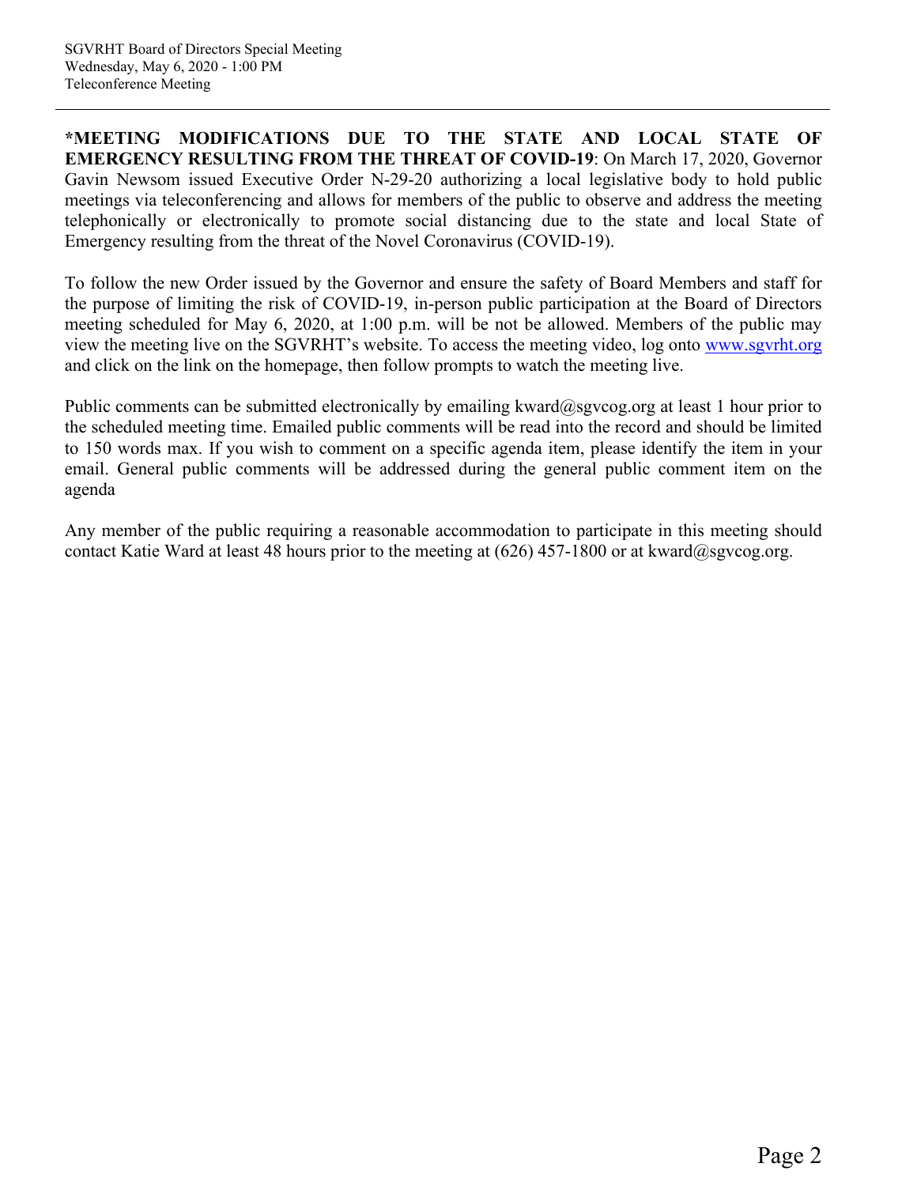**\*MEETING MODIFICATIONS DUE TO THE STATE AND LOCAL STATE OF EMERGENCY RESULTING FROM THE THREAT OF COVID-19**: On March 17, 2020, Governor Gavin Newsom issued Executive Order N-29-20 authorizing a local legislative body to hold public meetings via teleconferencing and allows for members of the public to observe and address the meeting telephonically or electronically to promote social distancing due to the state and local State of Emergency resulting from the threat of the Novel Coronavirus (COVID-19).

To follow the new Order issued by the Governor and ensure the safety of Board Members and staff for the purpose of limiting the risk of COVID-19, in-person public participation at the Board of Directors meeting scheduled for May 6, 2020, at 1:00 p.m. will be not be allowed. Members of the public may view the meeting live on the SGVRHT's website. To access the meeting video, log onto [www.sgvrht.org](http://www.sgvrht.org) and click on the link on the homepage, then follow prompts to watch the meeting live.

Public comments can be submitted electronically by emailing kward@sgvcog.org at least 1 hour prior to the scheduled meeting time. Emailed public comments will be read into the record and should be limited to 150 words max. If you wish to comment on a specific agenda item, please identify the item in your email. General public comments will be addressed during the general public comment item on the agenda

Any member of the public requiring a reasonable accommodation to participate in this meeting should contact Katie Ward at least 48 hours prior to the meeting at (626) 457-1800 or at kward@sgvcog.org.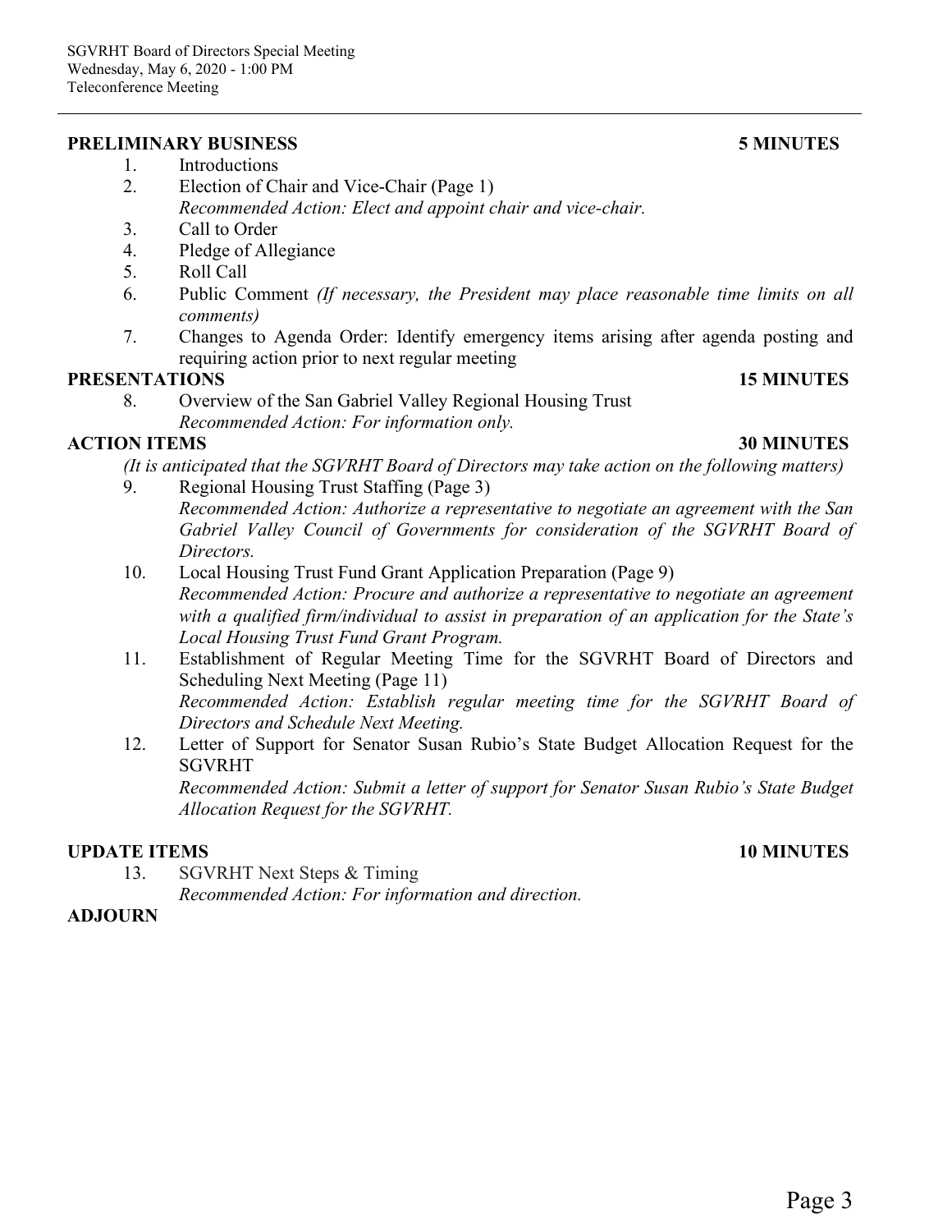**PRELIMINARY BUSINESS** **5 MINUTES**

1. Introductions
2. Election of Chair and Vice-Chair (Page 1)
   *Recommended Action: Elect and appoint chair and vice-chair.*
3. Call to Order
4. Pledge of Allegiance
5. Roll Call
6. Public Comment *(If necessary, the President may place reasonable time limits on all comments)*
7. Changes to Agenda Order: Identify emergency items arising after agenda posting and requiring action prior to next regular meeting

**PRESENTATIONS** **15 MINUTES**

8. Overview of the San Gabriel Valley Regional Housing Trust
   *Recommended Action: For information only.*

**ACTION ITEMS** **30 MINUTES**

*(It is anticipated that the SGVRHT Board of Directors may take action on the following matters)*

9. Regional Housing Trust Staffing (Page 3)
   *Recommended Action: Authorize a representative to negotiate an agreement with the San Gabriel Valley Council of Governments for consideration of the SGVRHT Board of Directors.*
10. Local Housing Trust Fund Grant Application Preparation (Page 9)
    *Recommended Action: Procure and authorize a representative to negotiate an agreement with a qualified firm/individual to assist in preparation of an application for the State's Local Housing Trust Fund Grant Program.*
11. Establishment of Regular Meeting Time for the SGVRHT Board of Directors and Scheduling Next Meeting (Page 11)
    *Recommended Action: Establish regular meeting time for the SGVRHT Board of Directors and Schedule Next Meeting.*
12. Letter of Support for Senator Susan Rubio's State Budget Allocation Request for the SGVRHT
    *Recommended Action: Submit a letter of support for Senator Susan Rubio's State Budget Allocation Request for the SGVRHT.*

**UPDATE ITEMS** **10 MINUTES**

13. SGVRHT Next Steps & Timing
    *Recommended Action: For information and direction.*

**ADJOURN**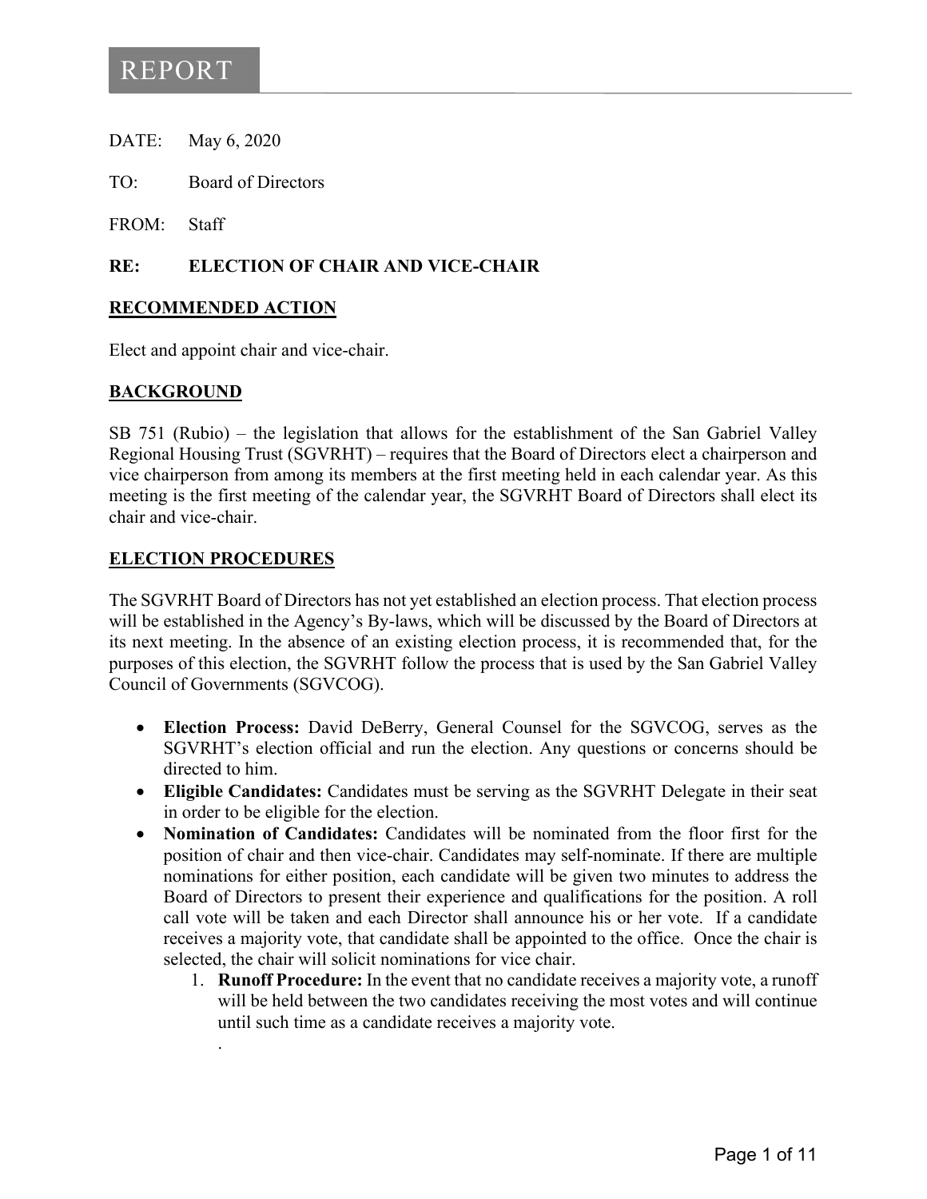# REPORT

DATE: May 6, 2020

TO: Board of Directors

FROM: Staff

**RE: ELECTION OF CHAIR AND VICE-CHAIR**

## RECOMMENDED ACTION

Elect and appoint chair and vice-chair.

## BACKGROUND

SB 751 (Rubio) – the legislation that allows for the establishment of the San Gabriel Valley Regional Housing Trust (SGVRHT) – requires that the Board of Directors elect a chairperson and vice chairperson from among its members at the first meeting held in each calendar year. As this meeting is the first meeting of the calendar year, the SGVRHT Board of Directors shall elect its chair and vice-chair.

## ELECTION PROCEDURES

The SGVRHT Board of Directors has not yet established an election process. That election process will be established in the Agency's By-laws, which will be discussed by the Board of Directors at its next meeting. In the absence of an existing election process, it is recommended that, for the purposes of this election, the SGVRHT follow the process that is used by the San Gabriel Valley Council of Governments (SGVCOG).

- **Election Process:** David DeBerry, General Counsel for the SGVCOG, serves as the SGVRHT's election official and run the election. Any questions or concerns should be directed to him.
- **Eligible Candidates:** Candidates must be serving as the SGVRHT Delegate in their seat in order to be eligible for the election.
- **Nomination of Candidates:** Candidates will be nominated from the floor first for the position of chair and then vice-chair. Candidates may self-nominate. If there are multiple nominations for either position, each candidate will be given two minutes to address the Board of Directors to present their experience and qualifications for the position. A roll call vote will be taken and each Director shall announce his or her vote. If a candidate receives a majority vote, that candidate shall be appointed to the office. Once the chair is selected, the chair will solicit nominations for vice chair.
    1. **Runoff Procedure:** In the event that no candidate receives a majority vote, a runoff will be held between the two candidates receiving the most votes and will continue until such time as a candidate receives a majority vote.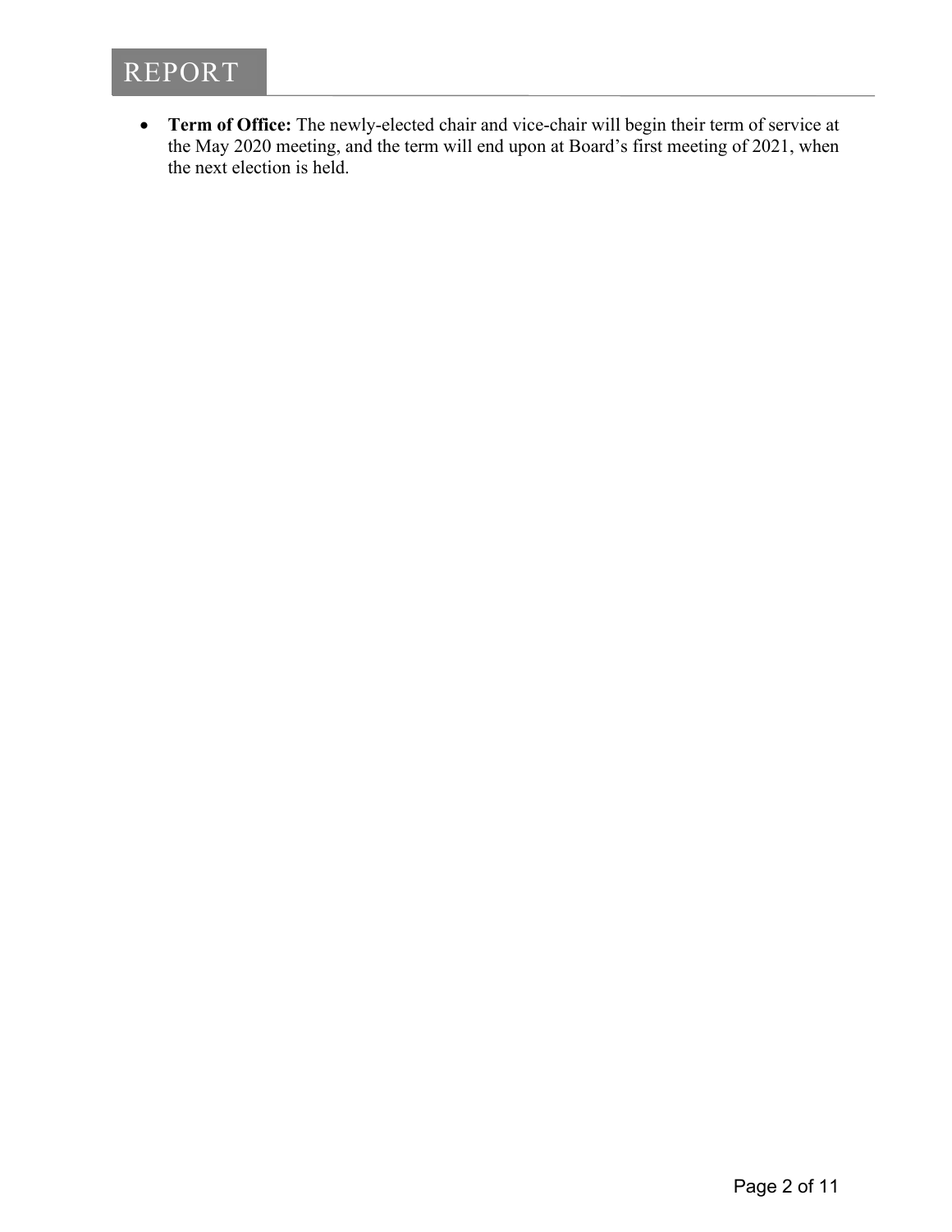- **Term of Office:** The newly-elected chair and vice-chair will begin their term of service at the May 2020 meeting, and the term will end upon at Board's first meeting of 2021, when the next election is held.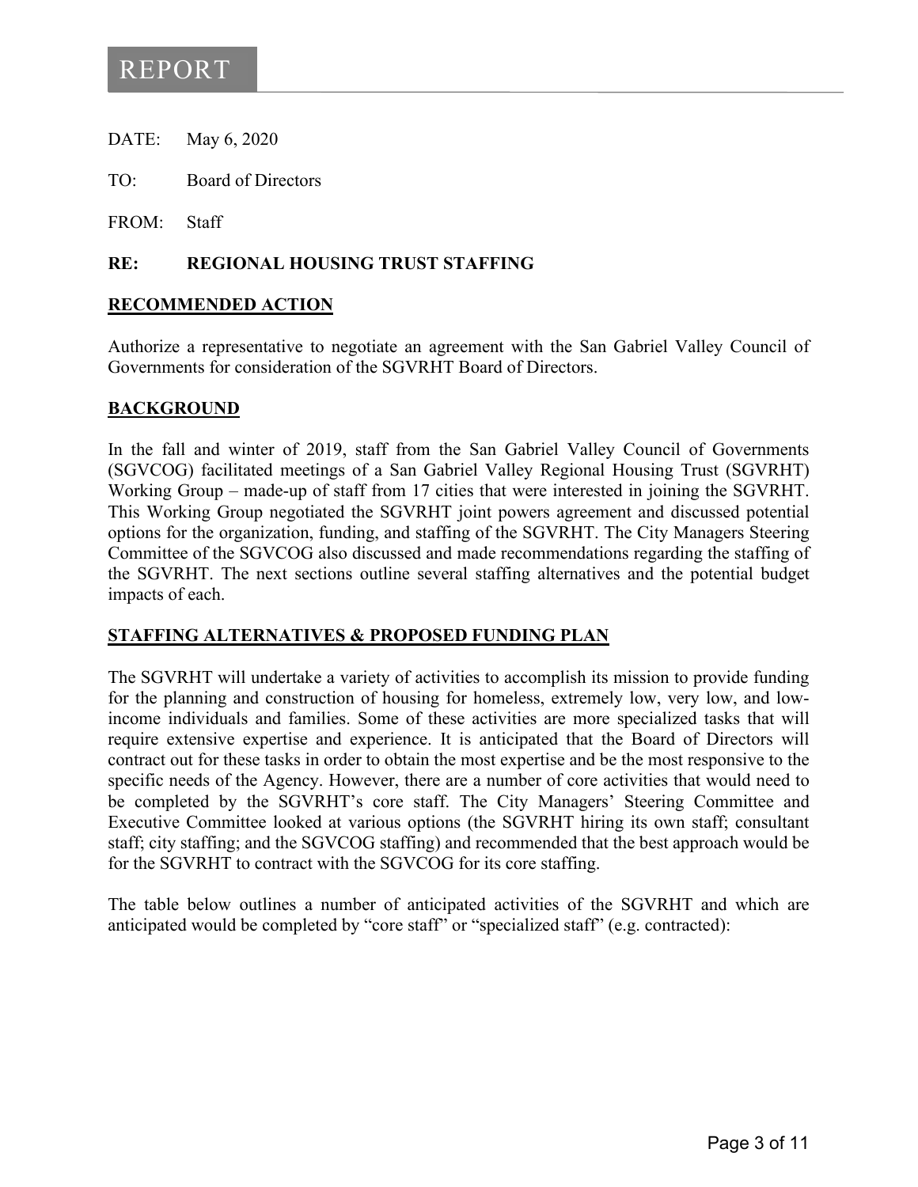# REPORT

DATE: May 6, 2020

TO: Board of Directors

FROM: Staff

**RE: REGIONAL HOUSING TRUST STAFFING**

## RECOMMENDED ACTION

Authorize a representative to negotiate an agreement with the San Gabriel Valley Council of Governments for consideration of the SGVRHT Board of Directors.

## BACKGROUND

In the fall and winter of 2019, staff from the San Gabriel Valley Council of Governments (SGVCOG) facilitated meetings of a San Gabriel Valley Regional Housing Trust (SGVRHT) Working Group – made-up of staff from 17 cities that were interested in joining the SGVRHT. This Working Group negotiated the SGVRHT joint powers agreement and discussed potential options for the organization, funding, and staffing of the SGVRHT. The City Managers Steering Committee of the SGVCOG also discussed and made recommendations regarding the staffing of the SGVRHT. The next sections outline several staffing alternatives and the potential budget impacts of each.

## STAFFING ALTERNATIVES & PROPOSED FUNDING PLAN

The SGVRHT will undertake a variety of activities to accomplish its mission to provide funding for the planning and construction of housing for homeless, extremely low, very low, and low-income individuals and families. Some of these activities are more specialized tasks that will require extensive expertise and experience. It is anticipated that the Board of Directors will contract out for these tasks in order to obtain the most expertise and be the most responsive to the specific needs of the Agency. However, there are a number of core activities that would need to be completed by the SGVRHT's core staff. The City Managers' Steering Committee and Executive Committee looked at various options (the SGVRHT hiring its own staff; consultant staff; city staffing; and the SGVCOG staffing) and recommended that the best approach would be for the SGVRHT to contract with the SGVCOG for its core staffing.

The table below outlines a number of anticipated activities of the SGVRHT and which are anticipated would be completed by "core staff" or "specialized staff" (e.g. contracted):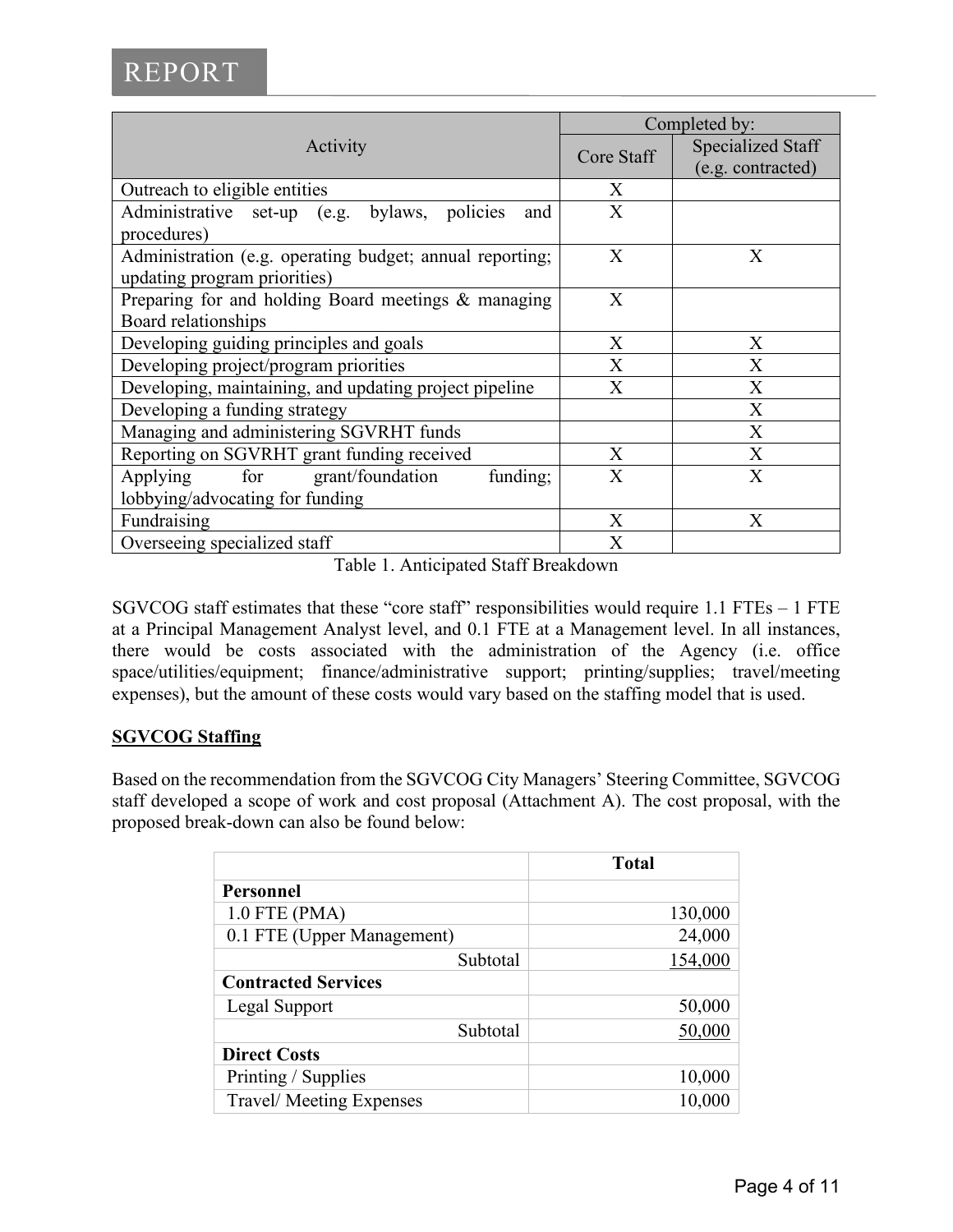| Activity | Completed by: | |
|---|---|---|
| | Core Staff | Specialized Staff (e.g. contracted) |
| Outreach to eligible entities | X | |
| Administrative set-up (e.g. bylaws, policies and procedures) | X | |
| Administration (e.g. operating budget; annual reporting; updating program priorities) | X | X |
| Preparing for and holding Board meetings & managing Board relationships | X | |
| Developing guiding principles and goals | X | X |
| Developing project/program priorities | X | X |
| Developing, maintaining, and updating project pipeline | X | X |
| Developing a funding strategy | | X |
| Managing and administering SGVRHT funds | | X |
| Reporting on SGVRHT grant funding received | X | X |
| Applying for grant/foundation funding; lobbying/advocating for funding | X | X |
| Fundraising | X | X |
| Overseeing specialized staff | X | |

Table 1. Anticipated Staff Breakdown

SGVCOG staff estimates that these "core staff" responsibilities would require 1.1 FTEs – 1 FTE at a Principal Management Analyst level, and 0.1 FTE at a Management level. In all instances, there would be costs associated with the administration of the Agency (i.e. office space/utilities/equipment; finance/administrative support; printing/supplies; travel/meeting expenses), but the amount of these costs would vary based on the staffing model that is used.

**SGVCOG Staffing**

Based on the recommendation from the SGVCOG City Managers' Steering Committee, SGVCOG staff developed a scope of work and cost proposal (Attachment A). The cost proposal, with the proposed break-down can also be found below:

| | Total |
|---|---|
| **Personnel** | |
| 1.0 FTE (PMA) | 130,000 |
| 0.1 FTE (Upper Management) | 24,000 |
| Subtotal | 154,000 |
| **Contracted Services** | |
| Legal Support | 50,000 |
| Subtotal | 50,000 |
| **Direct Costs** | |
| Printing / Supplies | 10,000 |
| Travel/ Meeting Expenses | 10,000 |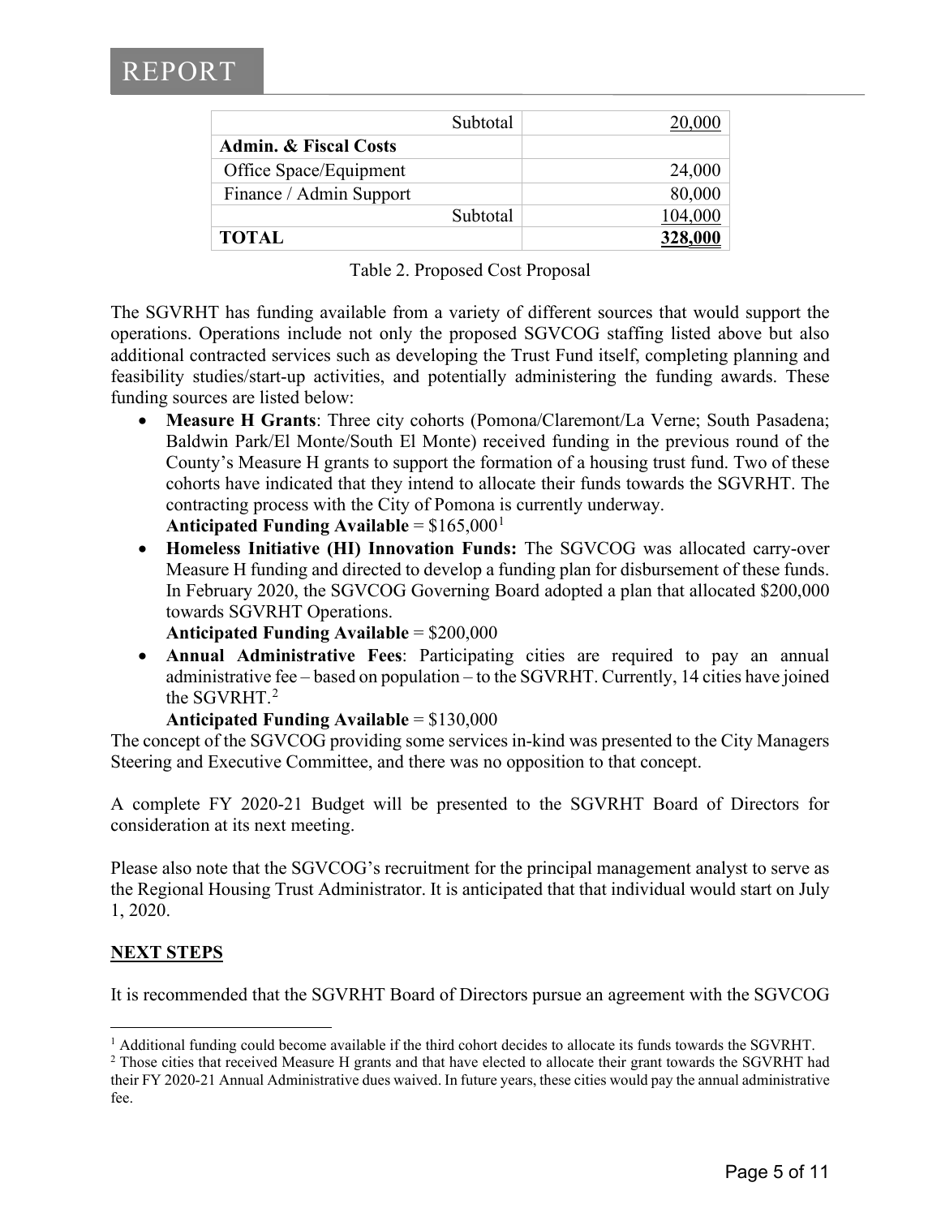| | |
|---|---|
| Subtotal | 20,000 |
| **Admin. & Fiscal Costs** | |
| Office Space/Equipment | 24,000 |
| Finance / Admin Support | 80,000 |
| Subtotal | 104,000 |
| **TOTAL** | **328,000** |

Table 2. Proposed Cost Proposal

The SGVRHT has funding available from a variety of different sources that would support the operations. Operations include not only the proposed SGVCOG staffing listed above but also additional contracted services such as developing the Trust Fund itself, completing planning and feasibility studies/start-up activities, and potentially administering the funding awards. These funding sources are listed below:

- **Measure H Grants**: Three city cohorts (Pomona/Claremont/La Verne; South Pasadena; Baldwin Park/El Monte/South El Monte) received funding in the previous round of the County's Measure H grants to support the formation of a housing trust fund. Two of these cohorts have indicated that they intend to allocate their funds towards the SGVRHT. The contracting process with the City of Pomona is currently underway.
  **Anticipated Funding Available** = $165,000[1]
- **Homeless Initiative (HI) Innovation Funds:** The SGVCOG was allocated carry-over Measure H funding and directed to develop a funding plan for disbursement of these funds. In February 2020, the SGVCOG Governing Board adopted a plan that allocated $200,000 towards SGVRHT Operations.
  **Anticipated Funding Available** = $200,000
- **Annual Administrative Fees**: Participating cities are required to pay an annual administrative fee – based on population – to the SGVRHT. Currently, 14 cities have joined the SGVRHT.[2]
  **Anticipated Funding Available** = $130,000

The concept of the SGVCOG providing some services in-kind was presented to the City Managers Steering and Executive Committee, and there was no opposition to that concept.

A complete FY 2020-21 Budget will be presented to the SGVRHT Board of Directors for consideration at its next meeting.

Please also note that the SGVCOG's recruitment for the principal management analyst to serve as the Regional Housing Trust Administrator. It is anticipated that that individual would start on July 1, 2020.

## NEXT STEPS

It is recommended that the SGVRHT Board of Directors pursue an agreement with the SGVCOG

[1] Additional funding could become available if the third cohort decides to allocate its funds towards the SGVRHT.

[2] Those cities that received Measure H grants and that have elected to allocate their grant towards the SGVRHT had their FY 2020-21 Annual Administrative dues waived. In future years, these cities would pay the annual administrative fee.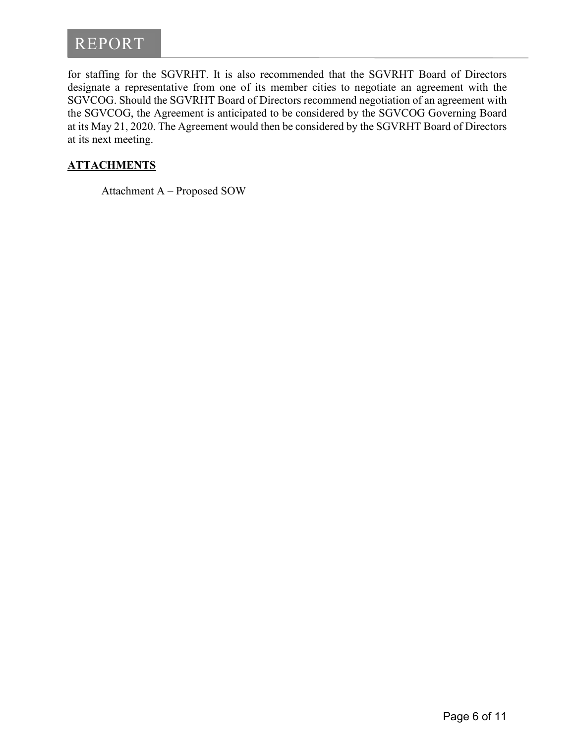for staffing for the SGVRHT. It is also recommended that the SGVRHT Board of Directors designate a representative from one of its member cities to negotiate an agreement with the SGVCOG. Should the SGVRHT Board of Directors recommend negotiation of an agreement with the SGVCOG, the Agreement is anticipated to be considered by the SGVCOG Governing Board at its May 21, 2020. The Agreement would then be considered by the SGVRHT Board of Directors at its next meeting.

## ATTACHMENTS

Attachment A – Proposed SOW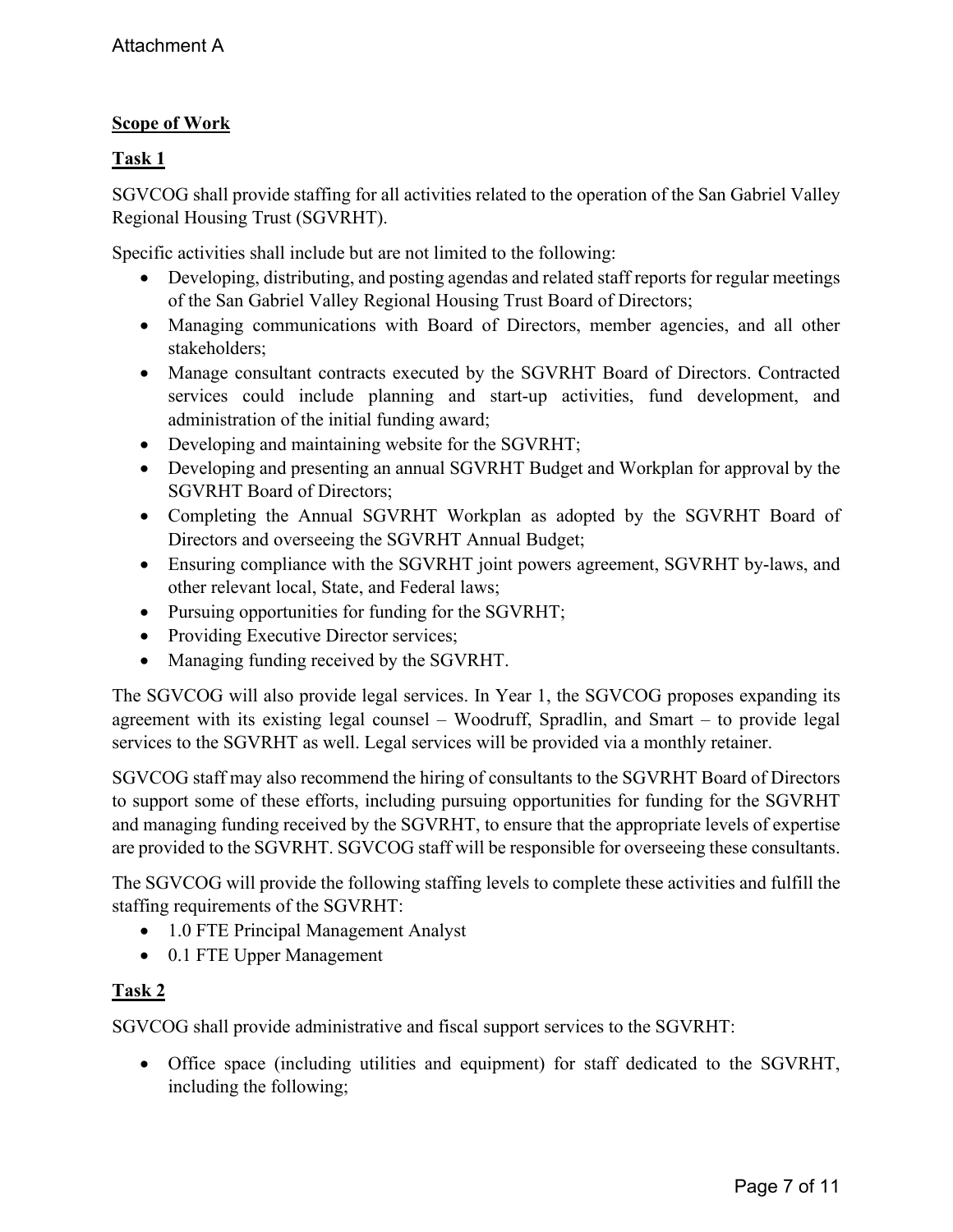Attachment A

**Scope of Work**

**Task 1**

SGVCOG shall provide staffing for all activities related to the operation of the San Gabriel Valley Regional Housing Trust (SGVRHT).

Specific activities shall include but are not limited to the following:

- Developing, distributing, and posting agendas and related staff reports for regular meetings of the San Gabriel Valley Regional Housing Trust Board of Directors;
- Managing communications with Board of Directors, member agencies, and all other stakeholders;
- Manage consultant contracts executed by the SGVRHT Board of Directors. Contracted services could include planning and start-up activities, fund development, and administration of the initial funding award;
- Developing and maintaining website for the SGVRHT;
- Developing and presenting an annual SGVRHT Budget and Workplan for approval by the SGVRHT Board of Directors;
- Completing the Annual SGVRHT Workplan as adopted by the SGVRHT Board of Directors and overseeing the SGVRHT Annual Budget;
- Ensuring compliance with the SGVRHT joint powers agreement, SGVRHT by-laws, and other relevant local, State, and Federal laws;
- Pursuing opportunities for funding for the SGVRHT;
- Providing Executive Director services;
- Managing funding received by the SGVRHT.

The SGVCOG will also provide legal services. In Year 1, the SGVCOG proposes expanding its agreement with its existing legal counsel – Woodruff, Spradlin, and Smart – to provide legal services to the SGVRHT as well. Legal services will be provided via a monthly retainer.

SGVCOG staff may also recommend the hiring of consultants to the SGVRHT Board of Directors to support some of these efforts, including pursuing opportunities for funding for the SGVRHT and managing funding received by the SGVRHT, to ensure that the appropriate levels of expertise are provided to the SGVRHT. SGVCOG staff will be responsible for overseeing these consultants.

The SGVCOG will provide the following staffing levels to complete these activities and fulfill the staffing requirements of the SGVRHT:

- 1.0 FTE Principal Management Analyst
- 0.1 FTE Upper Management

**Task 2**

SGVCOG shall provide administrative and fiscal support services to the SGVRHT:

- Office space (including utilities and equipment) for staff dedicated to the SGVRHT, including the following;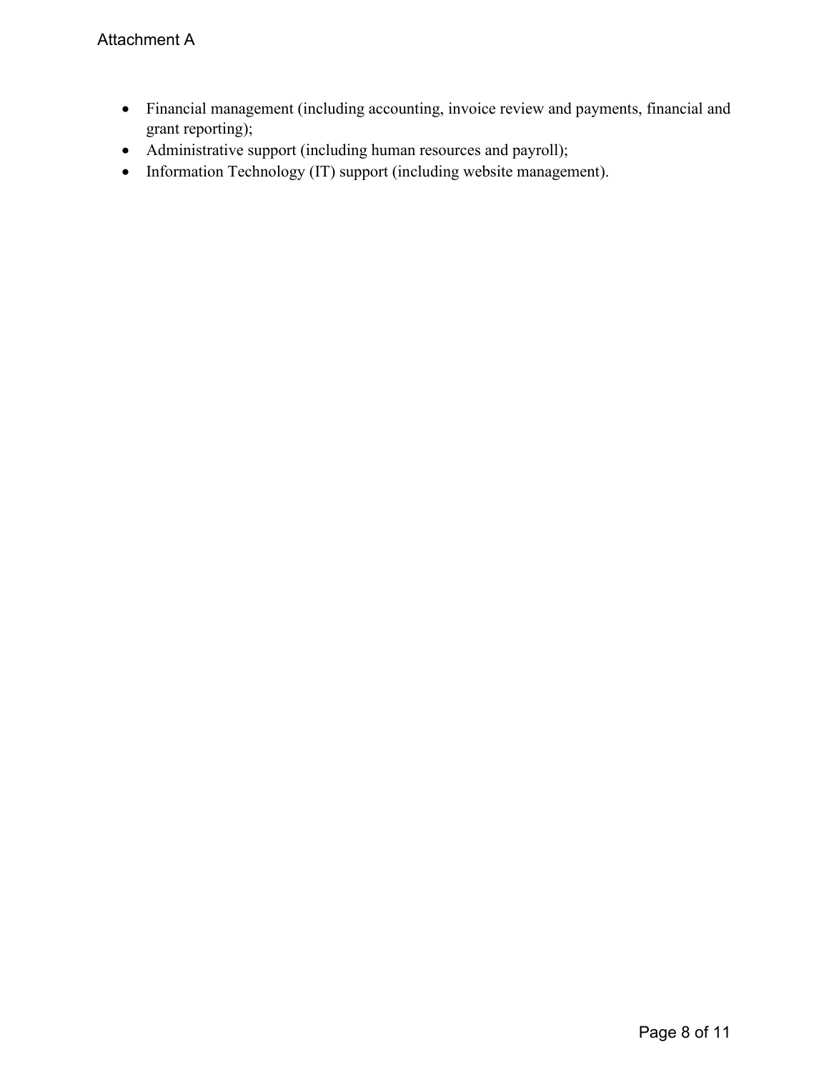- Financial management (including accounting, invoice review and payments, financial and grant reporting);
- Administrative support (including human resources and payroll);
- Information Technology (IT) support (including website management).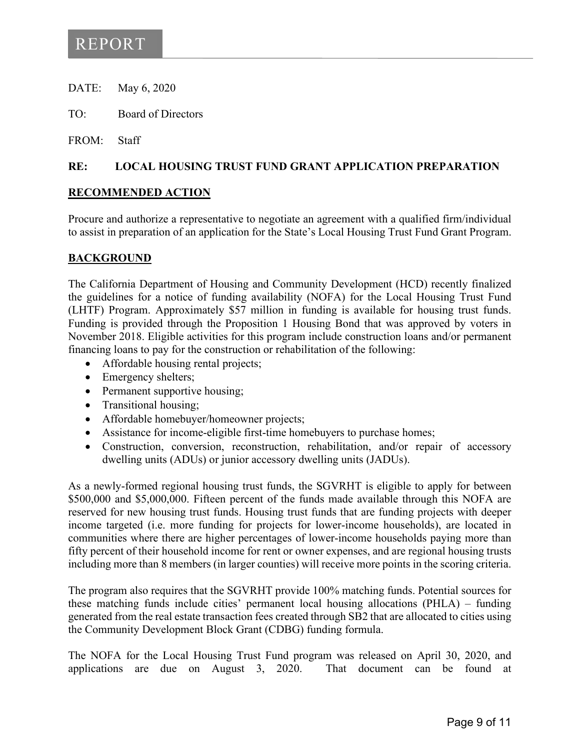# REPORT

DATE: May 6, 2020

TO: Board of Directors

FROM: Staff

**RE: LOCAL HOUSING TRUST FUND GRANT APPLICATION PREPARATION**

## RECOMMENDED ACTION

Procure and authorize a representative to negotiate an agreement with a qualified firm/individual to assist in preparation of an application for the State's Local Housing Trust Fund Grant Program.

## BACKGROUND

The California Department of Housing and Community Development (HCD) recently finalized the guidelines for a notice of funding availability (NOFA) for the Local Housing Trust Fund (LHTF) Program. Approximately $57 million in funding is available for housing trust funds. Funding is provided through the Proposition 1 Housing Bond that was approved by voters in November 2018. Eligible activities for this program include construction loans and/or permanent financing loans to pay for the construction or rehabilitation of the following:

- Affordable housing rental projects;
- Emergency shelters;
- Permanent supportive housing;
- Transitional housing;
- Affordable homebuyer/homeowner projects;
- Assistance for income-eligible first-time homebuyers to purchase homes;
- Construction, conversion, reconstruction, rehabilitation, and/or repair of accessory dwelling units (ADUs) or junior accessory dwelling units (JADUs).

As a newly-formed regional housing trust funds, the SGVRHT is eligible to apply for between $500,000 and $5,000,000. Fifteen percent of the funds made available through this NOFA are reserved for new housing trust funds. Housing trust funds that are funding projects with deeper income targeted (i.e. more funding for projects for lower-income households), are located in communities where there are higher percentages of lower-income households paying more than fifty percent of their household income for rent or owner expenses, and are regional housing trusts including more than 8 members (in larger counties) will receive more points in the scoring criteria.

The program also requires that the SGVRHT provide 100% matching funds. Potential sources for these matching funds include cities' permanent local housing allocations (PHLA) – funding generated from the real estate transaction fees created through SB2 that are allocated to cities using the Community Development Block Grant (CDBG) funding formula.

The NOFA for the Local Housing Trust Fund program was released on April 30, 2020, and applications are due on August 3, 2020. That document can be found at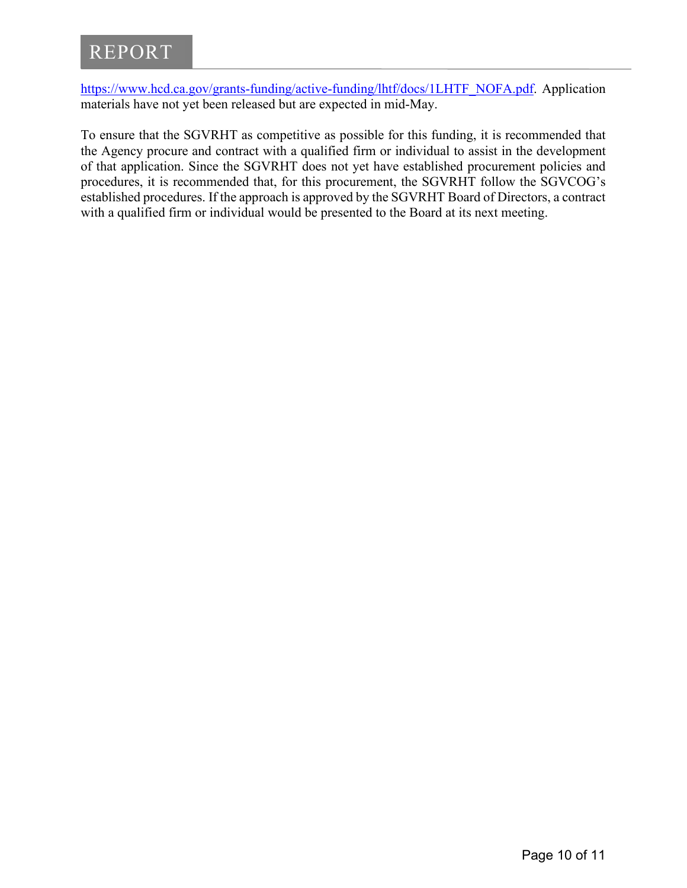[https://www.hcd.ca.gov/grants-funding/active-funding/lhtf/docs/1LHTF_NOFA.pdf](https://www.hcd.ca.gov/grants-funding/active-funding/lhtf/docs/1LHTF_NOFA.pdf). Application materials have not yet been released but are expected in mid-May.

To ensure that the SGVRHT as competitive as possible for this funding, it is recommended that the Agency procure and contract with a qualified firm or individual to assist in the development of that application. Since the SGVRHT does not yet have established procurement policies and procedures, it is recommended that, for this procurement, the SGVRHT follow the SGVCOG's established procedures. If the approach is approved by the SGVRHT Board of Directors, a contract with a qualified firm or individual would be presented to the Board at its next meeting.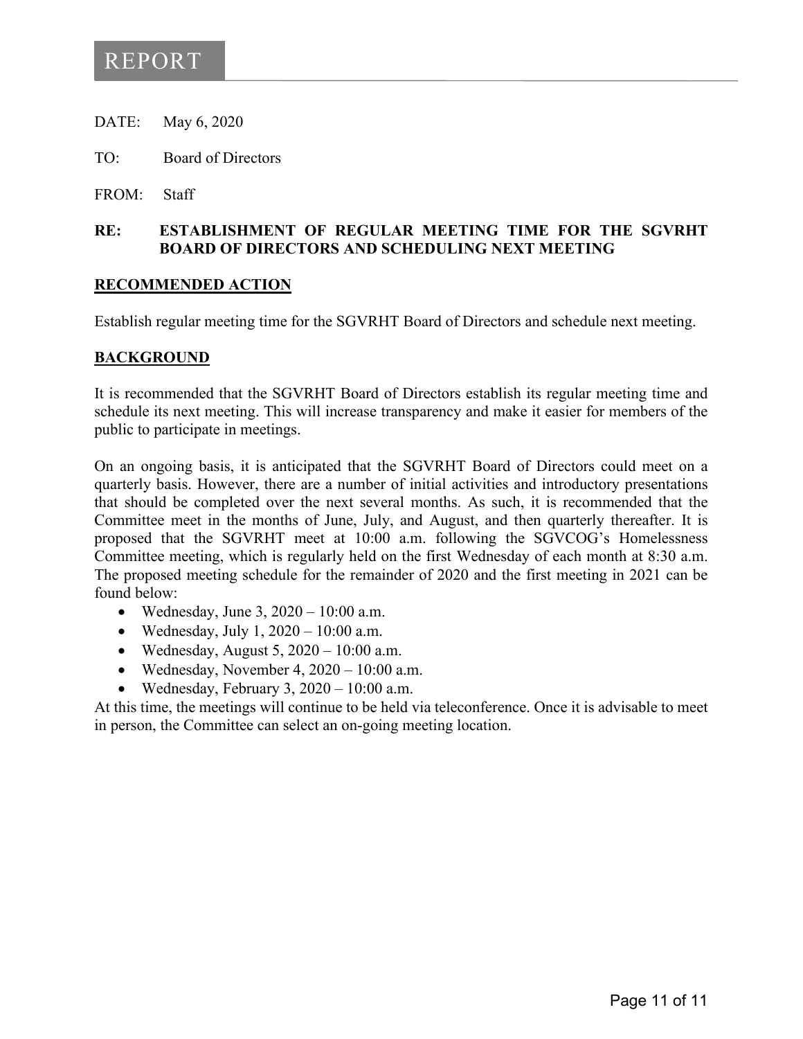# REPORT

DATE: May 6, 2020

TO: Board of Directors

FROM: Staff

**RE: ESTABLISHMENT OF REGULAR MEETING TIME FOR THE SGVRHT BOARD OF DIRECTORS AND SCHEDULING NEXT MEETING**

## RECOMMENDED ACTION

Establish regular meeting time for the SGVRHT Board of Directors and schedule next meeting.

## BACKGROUND

It is recommended that the SGVRHT Board of Directors establish its regular meeting time and schedule its next meeting. This will increase transparency and make it easier for members of the public to participate in meetings.

On an ongoing basis, it is anticipated that the SGVRHT Board of Directors could meet on a quarterly basis. However, there are a number of initial activities and introductory presentations that should be completed over the next several months. As such, it is recommended that the Committee meet in the months of June, July, and August, and then quarterly thereafter. It is proposed that the SGVRHT meet at 10:00 a.m. following the SGVCOG's Homelessness Committee meeting, which is regularly held on the first Wednesday of each month at 8:30 a.m. The proposed meeting schedule for the remainder of 2020 and the first meeting in 2021 can be found below:

- Wednesday, June 3, 2020 – 10:00 a.m.
- Wednesday, July 1, 2020 – 10:00 a.m.
- Wednesday, August 5, 2020 – 10:00 a.m.
- Wednesday, November 4, 2020 – 10:00 a.m.
- Wednesday, February 3, 2020 – 10:00 a.m.

At this time, the meetings will continue to be held via teleconference. Once it is advisable to meet in person, the Committee can select an on-going meeting location.